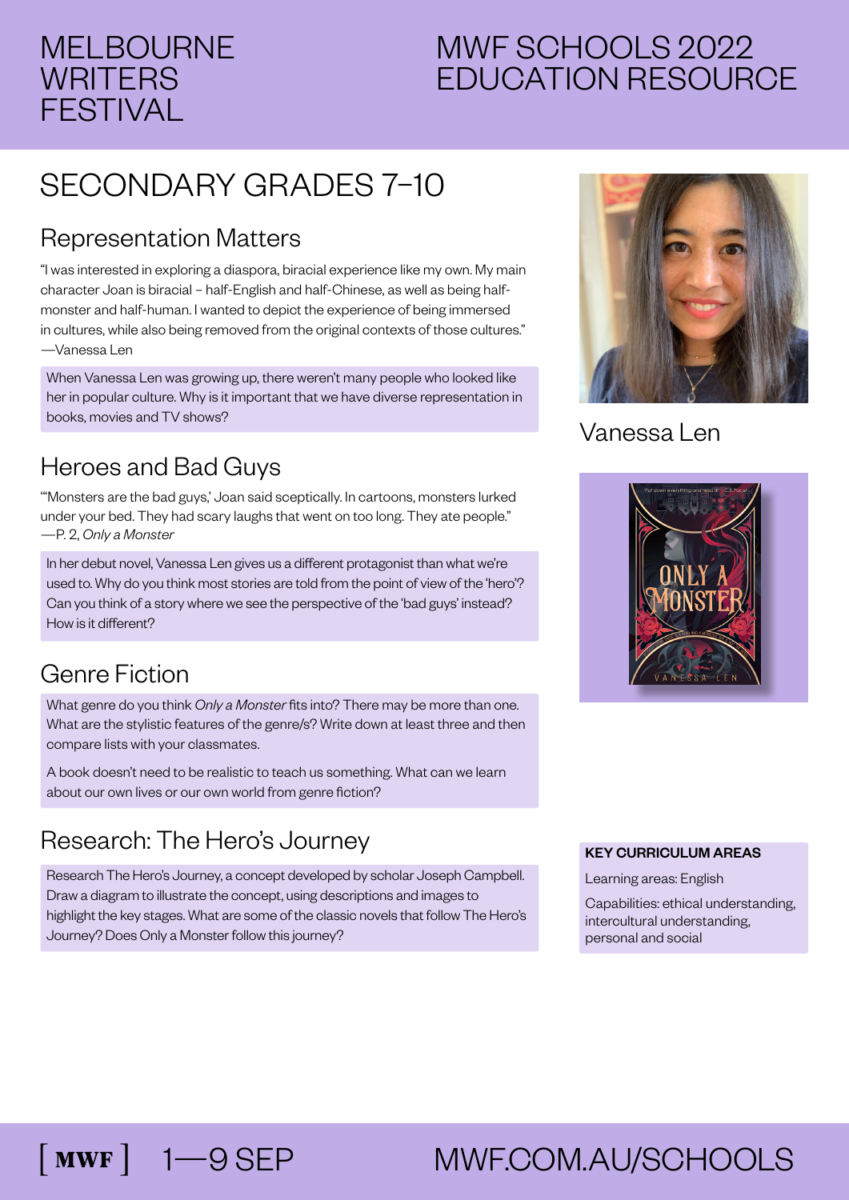# MELBOURNE WRITERS FESTIVAL

# MWF SCHOOLS 2022 EDUCATION RESOURCE

## SECONDARY GRADES 7–10

Vanessa Len

### Representation Matters

"I was interested in exploring a diaspora, biracial experience like my own. My main character Joan is biracial – half-English and half-Chinese, as well as being half-monster and half-human. I wanted to depict the experience of being immersed in cultures, while also being removed from the original contexts of those cultures."
—Vanessa Len

When Vanessa Len was growing up, there weren't many people who looked like her in popular culture. Why is it important that we have diverse representation in books, movies and TV shows?

### Heroes and Bad Guys

"'Monsters are the bad guys,' Joan said sceptically. In cartoons, monsters lurked under your bed. They had scary laughs that went on too long. They ate people."
—P. 2, *Only a Monster*

In her debut novel, Vanessa Len gives us a different protagonist than what we're used to. Why do you think most stories are told from the point of view of the 'hero'? Can you think of a story where we see the perspective of the 'bad guys' instead? How is it different?

### Genre Fiction

What genre do you think *Only a Monster* fits into? There may be more than one. What are the stylistic features of the genre/s? Write down at least three and then compare lists with your classmates.

A book doesn't need to be realistic to teach us something. What can we learn about our own lives or our own world from genre fiction?

### Research: The Hero's Journey

Research The Hero's Journey, a concept developed by scholar Joseph Campbell. Draw a diagram to illustrate the concept, using descriptions and images to highlight the key stages. What are some of the classic novels that follow The Hero's Journey? Does Only a Monster follow this journey?

**KEY CURRICULUM AREAS**

Learning areas: English

Capabilities: ethical understanding, intercultural understanding, personal and social

[ MWF ] 1—9 SEP MWF.COM.AU/SCHOOLS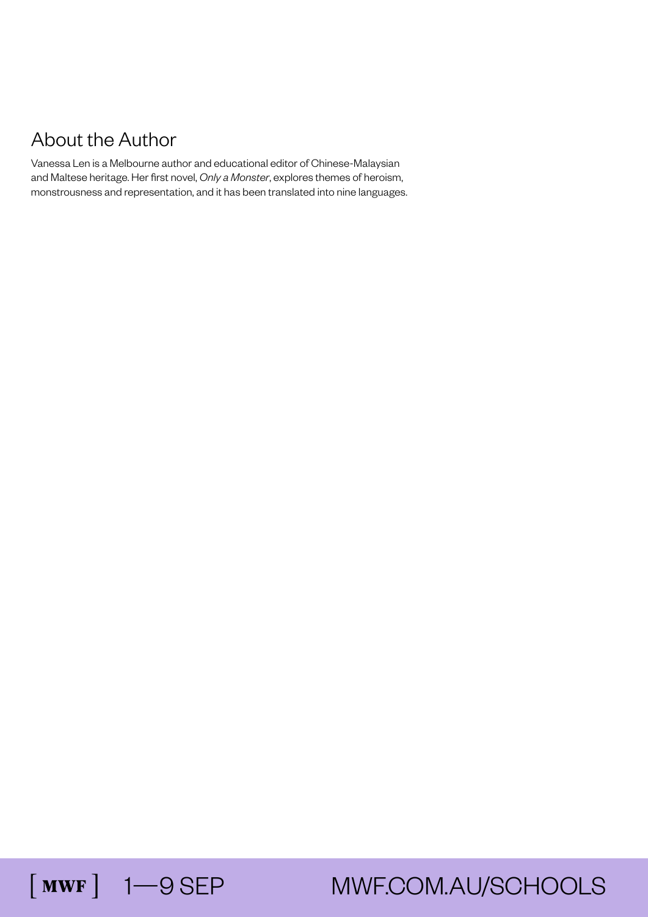## About the Author

Vanessa Len is a Melbourne author and educational editor of Chinese-Malaysian and Maltese heritage. Her first novel, *Only a Monster*, explores themes of heroism, monstrousness and representation, and it has been translated into nine languages.